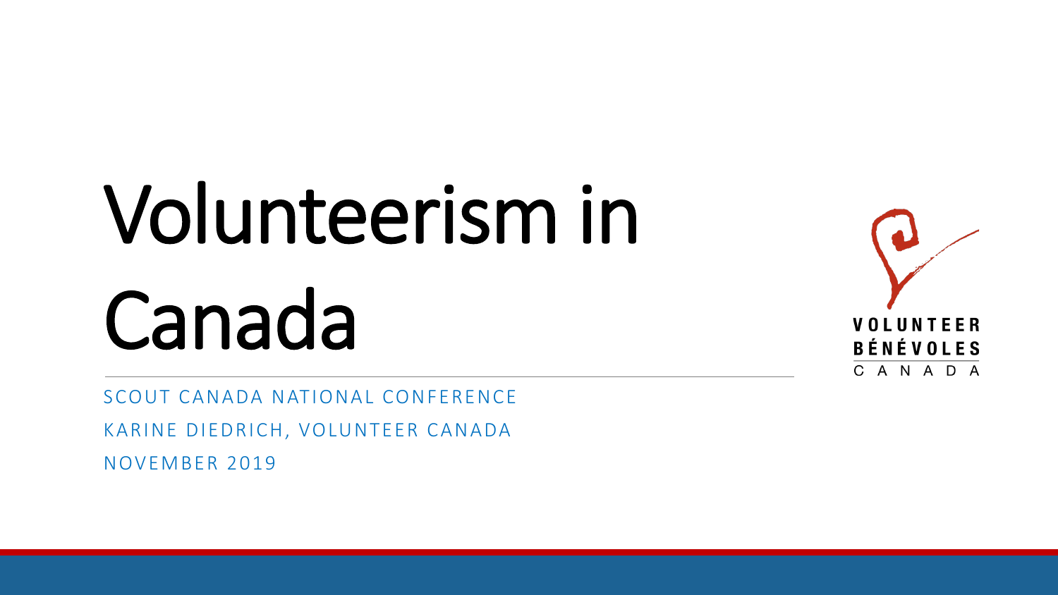# Volunteerism in Canada

SCOUT CANADA NATIONAL CONFERENCE

KARINE DIEDRICH, VOLUNTEER CANADA

NOVEMBER 2019

VOLUNTEER
BÉNÉVOLES
CANADA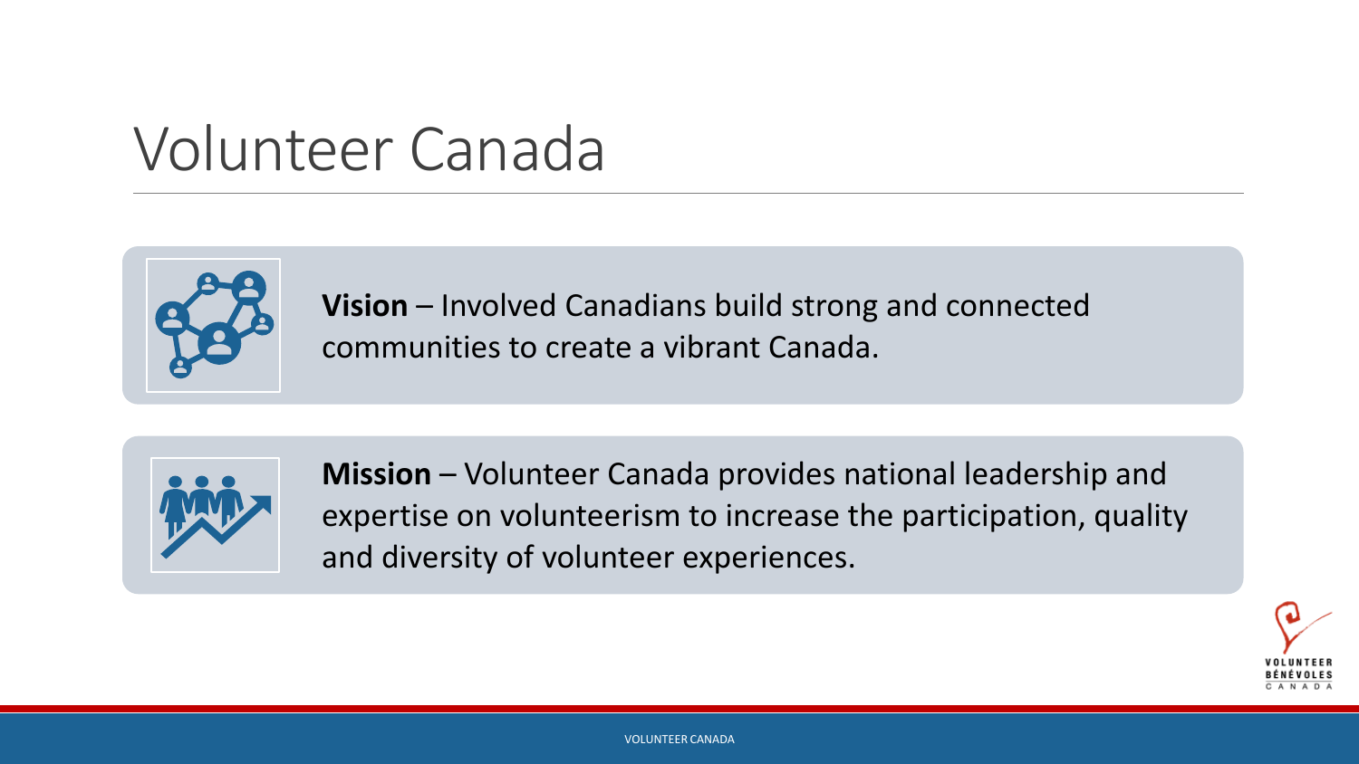# Volunteer Canada

**Vision** – Involved Canadians build strong and connected communities to create a vibrant Canada.

**Mission** – Volunteer Canada provides national leadership and expertise on volunteerism to increase the participation, quality and diversity of volunteer experiences.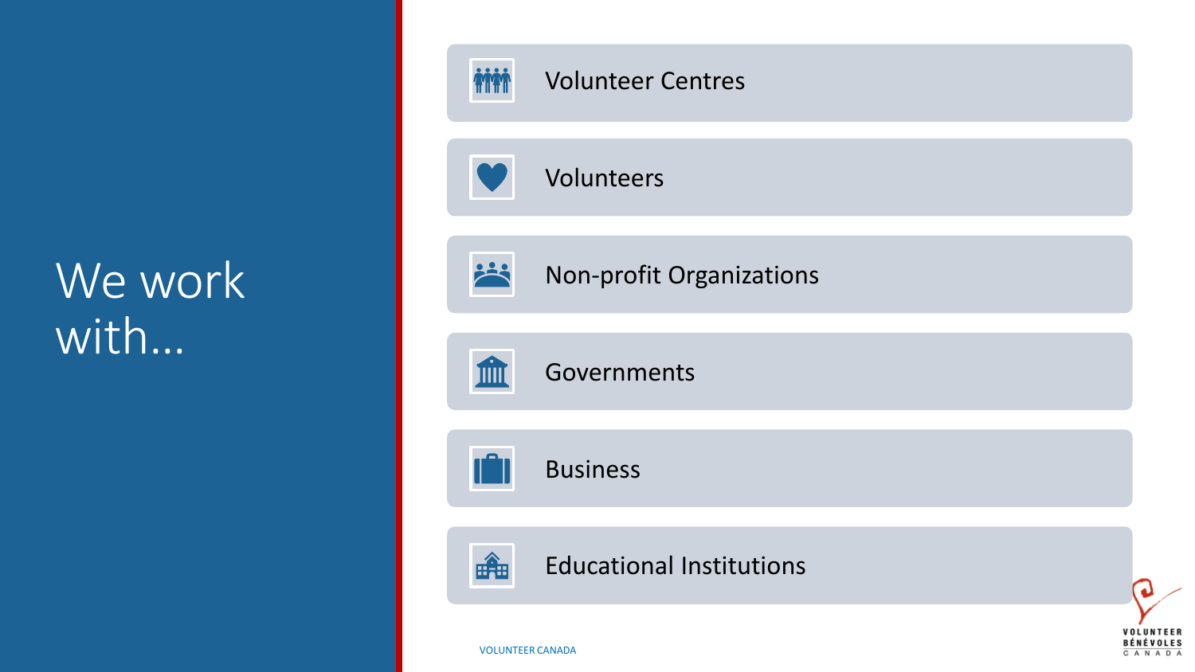# We work with…

- Volunteer Centres
- Volunteers
- Non-profit Organizations
- Governments
- Business
- Educational Institutions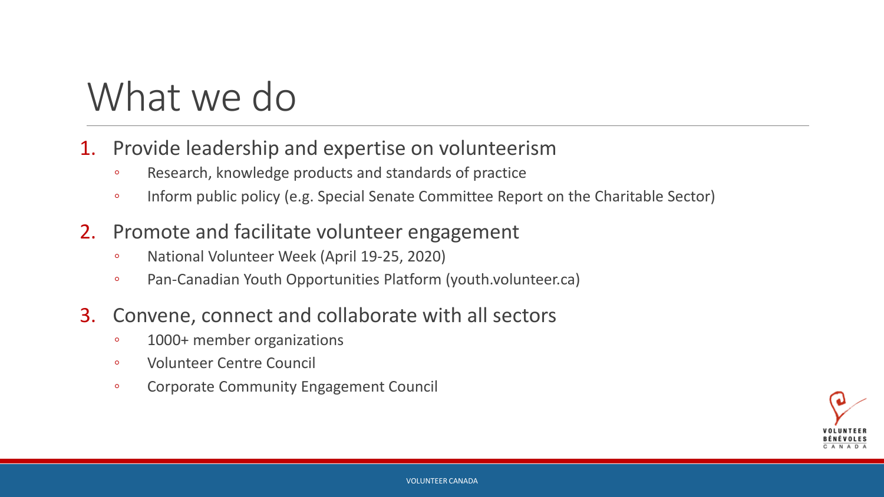# What we do

1. Provide leadership and expertise on volunteerism
   - Research, knowledge products and standards of practice
   - Inform public policy (e.g. Special Senate Committee Report on the Charitable Sector)
2. Promote and facilitate volunteer engagement
   - National Volunteer Week (April 19-25, 2020)
   - Pan-Canadian Youth Opportunities Platform (youth.volunteer.ca)
3. Convene, connect and collaborate with all sectors
   - 1000+ member organizations
   - Volunteer Centre Council
   - Corporate Community Engagement Council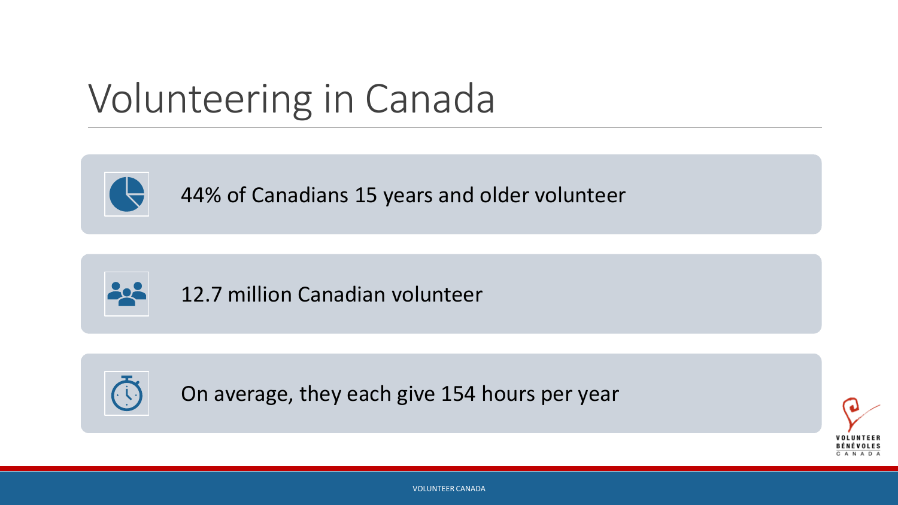# Volunteering in Canada

- 44% of Canadians 15 years and older volunteer
- 12.7 million Canadian volunteer
- On average, they each give 154 hours per year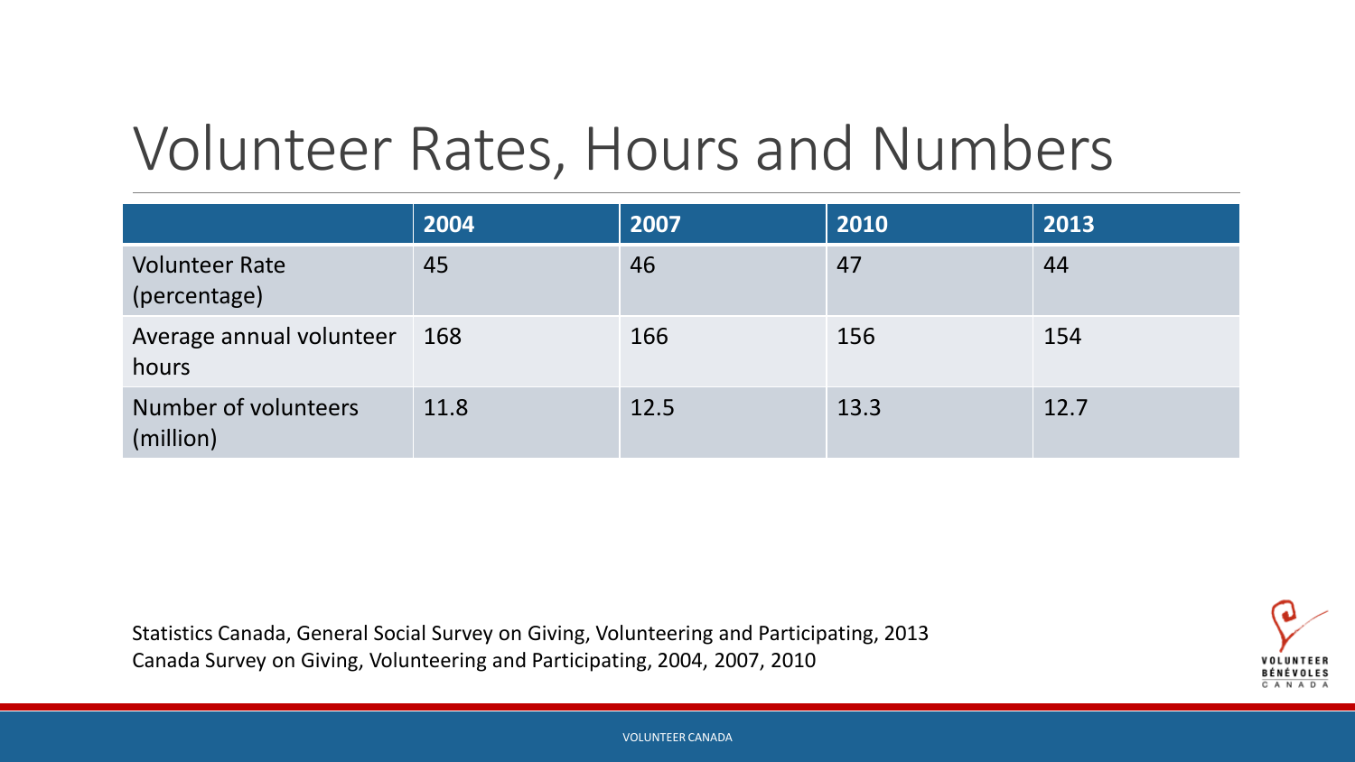# Volunteer Rates, Hours and Numbers

| | 2004 | 2007 | 2010 | 2013 |
|---|---|---|---|---|
| Volunteer Rate (percentage) | 45 | 46 | 47 | 44 |
| Average annual volunteer hours | 168 | 166 | 156 | 154 |
| Number of volunteers (million) | 11.8 | 12.5 | 13.3 | 12.7 |

Statistics Canada, General Social Survey on Giving, Volunteering and Participating, 2013
Canada Survey on Giving, Volunteering and Participating, 2004, 2007, 2010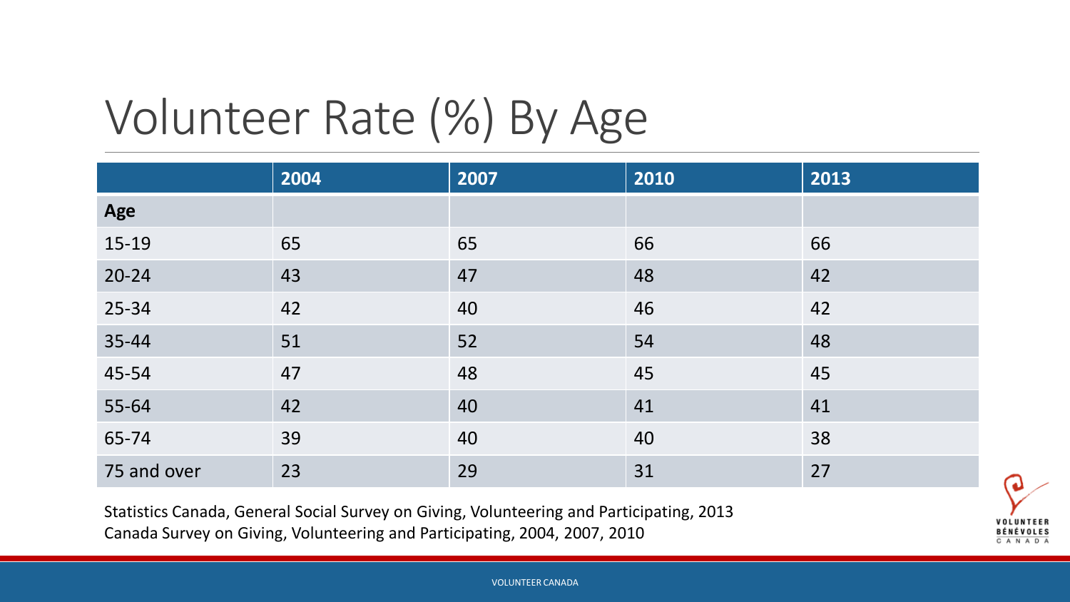# Volunteer Rate (%) By Age

| | 2004 | 2007 | 2010 | 2013 |
|---|---|---|---|---|
| **Age** | | | | |
| 15-19 | 65 | 65 | 66 | 66 |
| 20-24 | 43 | 47 | 48 | 42 |
| 25-34 | 42 | 40 | 46 | 42 |
| 35-44 | 51 | 52 | 54 | 48 |
| 45-54 | 47 | 48 | 45 | 45 |
| 55-64 | 42 | 40 | 41 | 41 |
| 65-74 | 39 | 40 | 40 | 38 |
| 75 and over | 23 | 29 | 31 | 27 |

Statistics Canada, General Social Survey on Giving, Volunteering and Participating, 2013
Canada Survey on Giving, Volunteering and Participating, 2004, 2007, 2010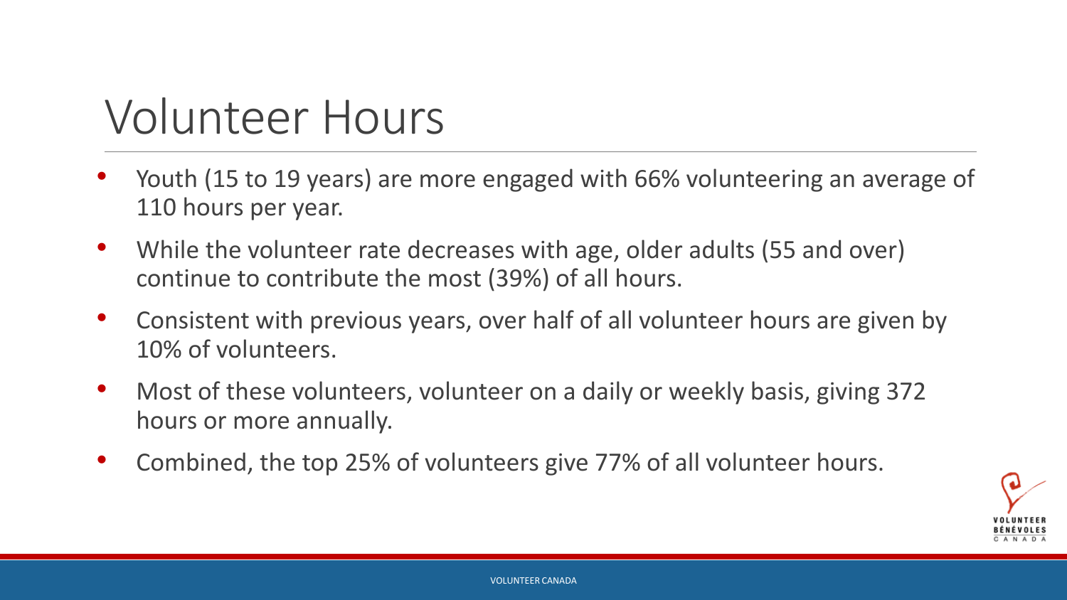# Volunteer Hours

- Youth (15 to 19 years) are more engaged with 66% volunteering an average of 110 hours per year.
- While the volunteer rate decreases with age, older adults (55 and over) continue to contribute the most (39%) of all hours.
- Consistent with previous years, over half of all volunteer hours are given by 10% of volunteers.
- Most of these volunteers, volunteer on a daily or weekly basis, giving 372 hours or more annually.
- Combined, the top 25% of volunteers give 77% of all volunteer hours.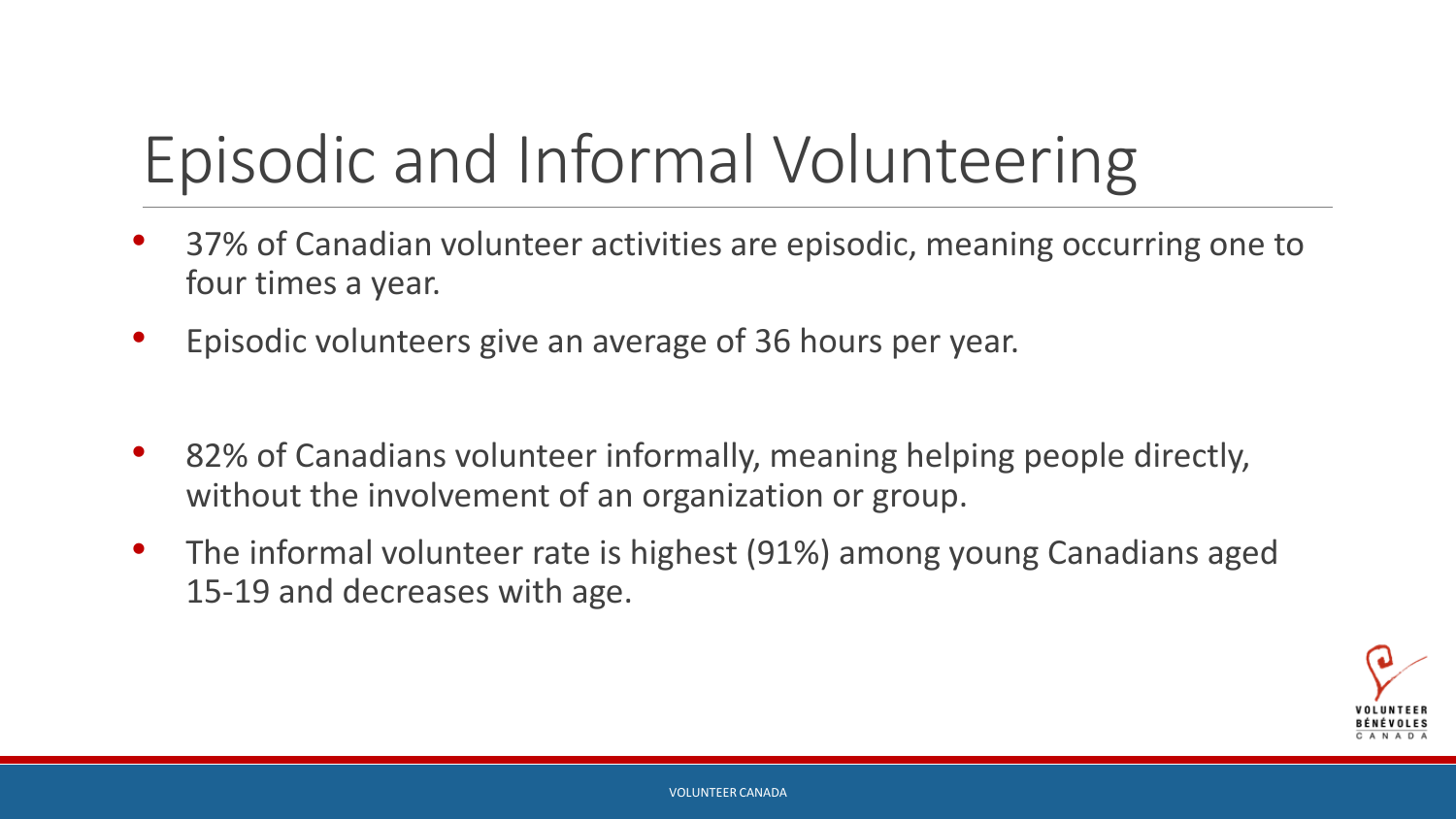# Episodic and Informal Volunteering

- 37% of Canadian volunteer activities are episodic, meaning occurring one to four times a year.
- Episodic volunteers give an average of 36 hours per year.

- 82% of Canadians volunteer informally, meaning helping people directly, without the involvement of an organization or group.
- The informal volunteer rate is highest (91%) among young Canadians aged 15-19 and decreases with age.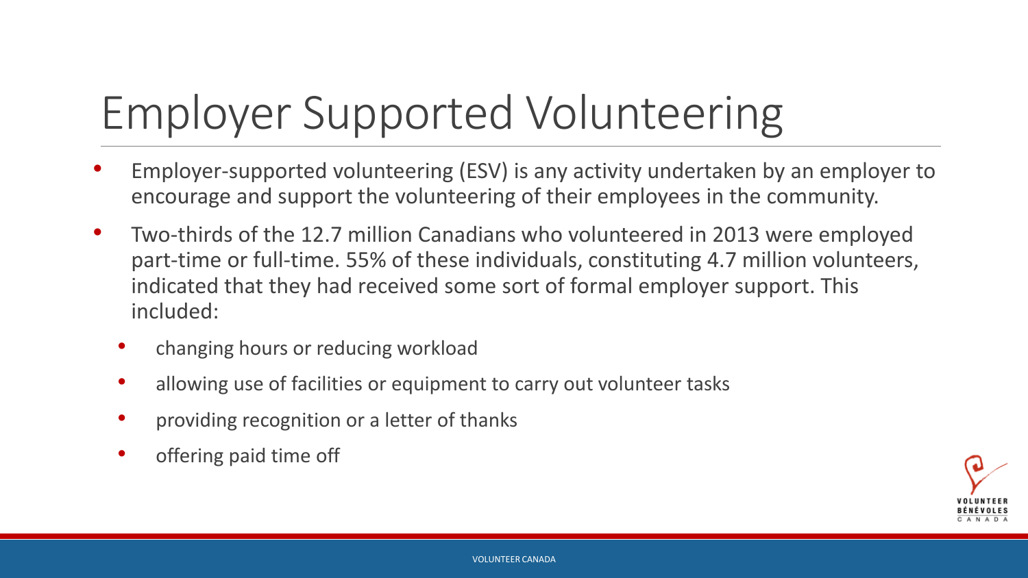# Employer Supported Volunteering

- Employer-supported volunteering (ESV) is any activity undertaken by an employer to encourage and support the volunteering of their employees in the community.
- Two-thirds of the 12.7 million Canadians who volunteered in 2013 were employed part-time or full-time. 55% of these individuals, constituting 4.7 million volunteers, indicated that they had received some sort of formal employer support. This included:
  - changing hours or reducing workload
  - allowing use of facilities or equipment to carry out volunteer tasks
  - providing recognition or a letter of thanks
  - offering paid time off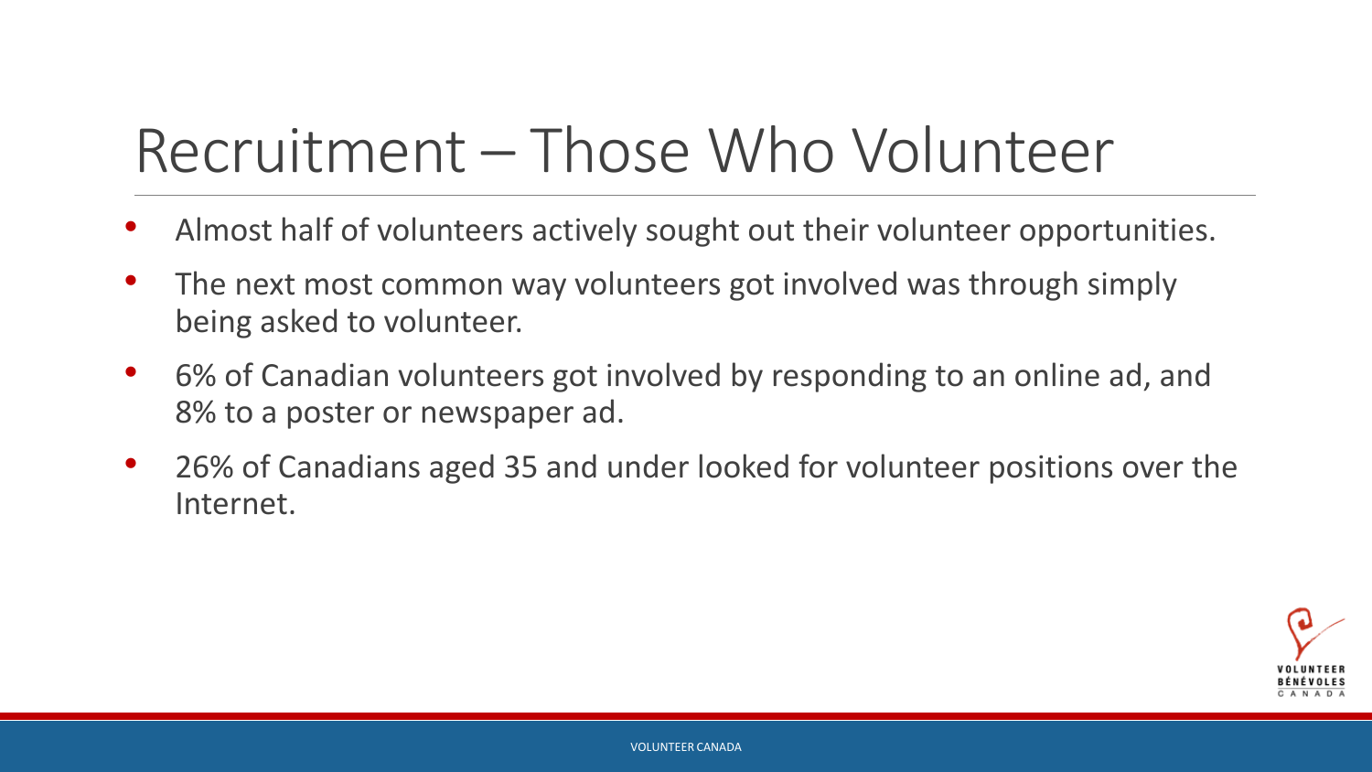# Recruitment – Those Who Volunteer

- Almost half of volunteers actively sought out their volunteer opportunities.
- The next most common way volunteers got involved was through simply being asked to volunteer.
- 6% of Canadian volunteers got involved by responding to an online ad, and 8% to a poster or newspaper ad.
- 26% of Canadians aged 35 and under looked for volunteer positions over the Internet.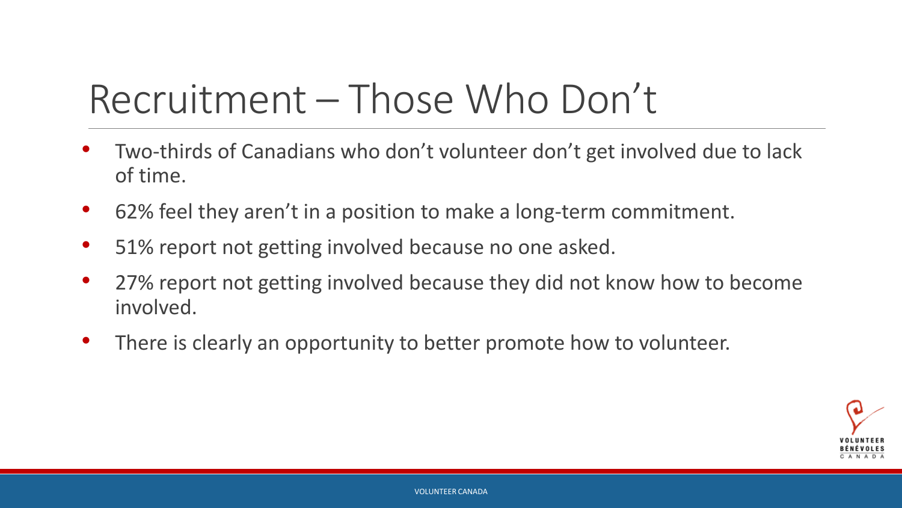# Recruitment – Those Who Don't

- Two-thirds of Canadians who don't volunteer don't get involved due to lack of time.
- 62% feel they aren't in a position to make a long-term commitment.
- 51% report not getting involved because no one asked.
- 27% report not getting involved because they did not know how to become involved.
- There is clearly an opportunity to better promote how to volunteer.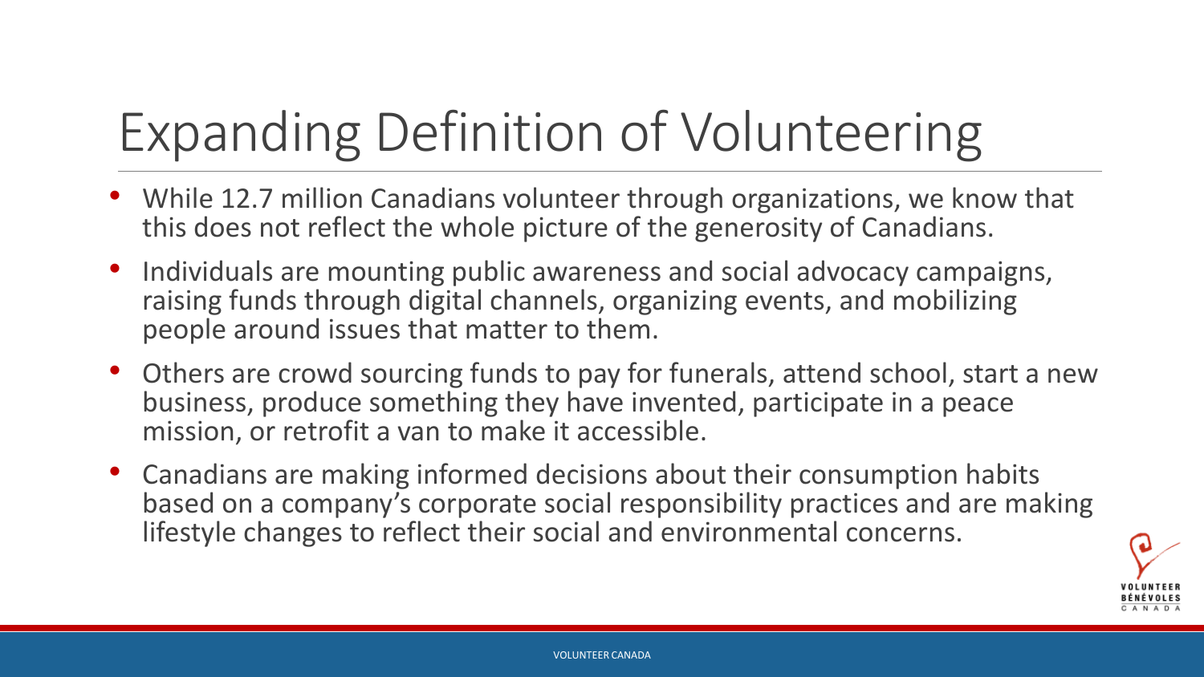# Expanding Definition of Volunteering

- While 12.7 million Canadians volunteer through organizations, we know that this does not reflect the whole picture of the generosity of Canadians.
- Individuals are mounting public awareness and social advocacy campaigns, raising funds through digital channels, organizing events, and mobilizing people around issues that matter to them.
- Others are crowd sourcing funds to pay for funerals, attend school, start a new business, produce something they have invented, participate in a peace mission, or retrofit a van to make it accessible.
- Canadians are making informed decisions about their consumption habits based on a company's corporate social responsibility practices and are making lifestyle changes to reflect their social and environmental concerns.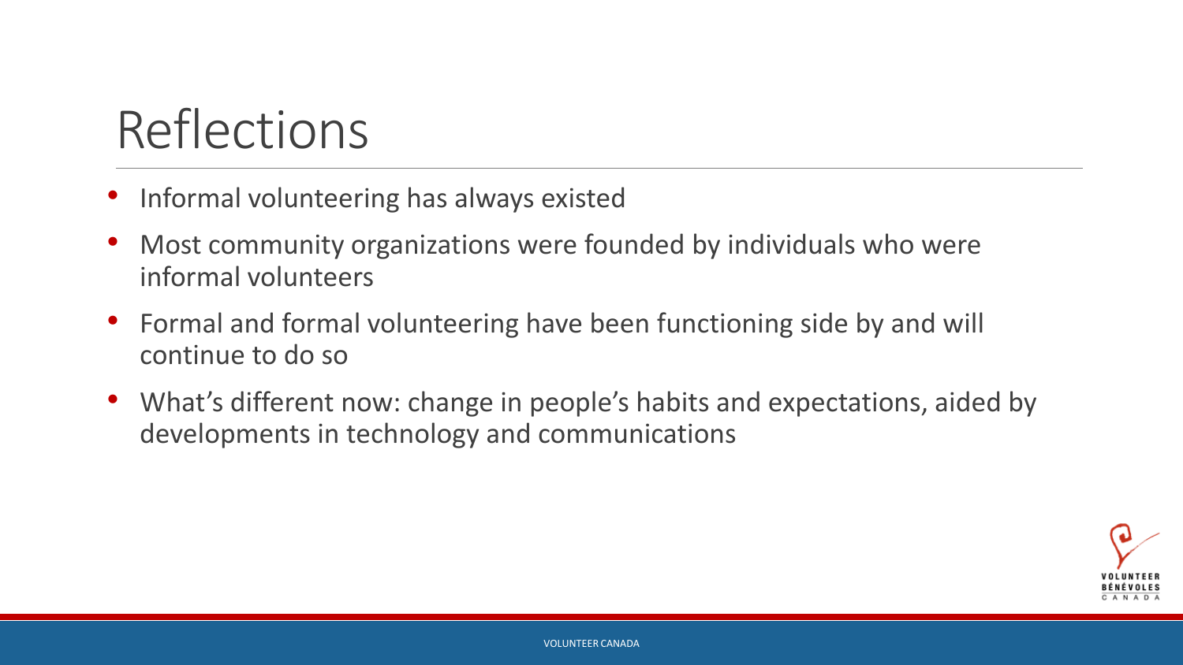# Reflections

- Informal volunteering has always existed
- Most community organizations were founded by individuals who were informal volunteers
- Formal and formal volunteering have been functioning side by and will continue to do so
- What's different now: change in people's habits and expectations, aided by developments in technology and communications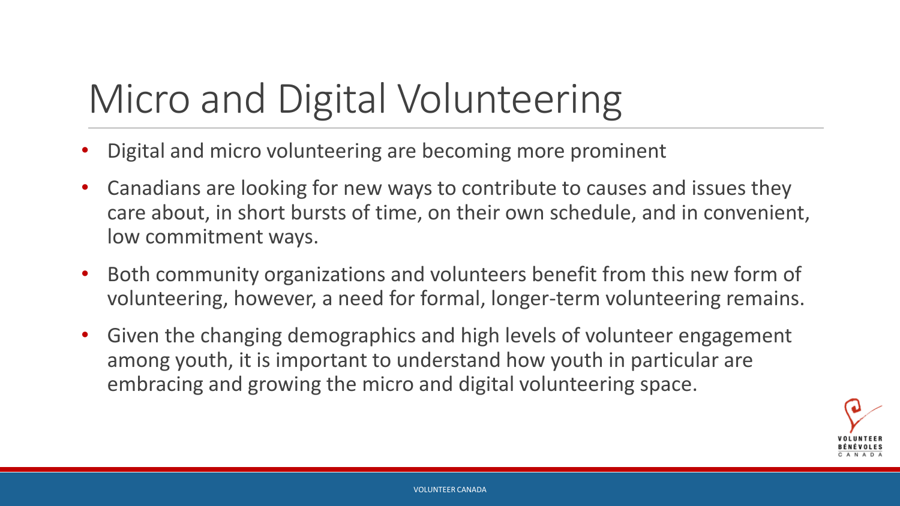# Micro and Digital Volunteering

- Digital and micro volunteering are becoming more prominent
- Canadians are looking for new ways to contribute to causes and issues they care about, in short bursts of time, on their own schedule, and in convenient, low commitment ways.
- Both community organizations and volunteers benefit from this new form of volunteering, however, a need for formal, longer-term volunteering remains.
- Given the changing demographics and high levels of volunteer engagement among youth, it is important to understand how youth in particular are embracing and growing the micro and digital volunteering space.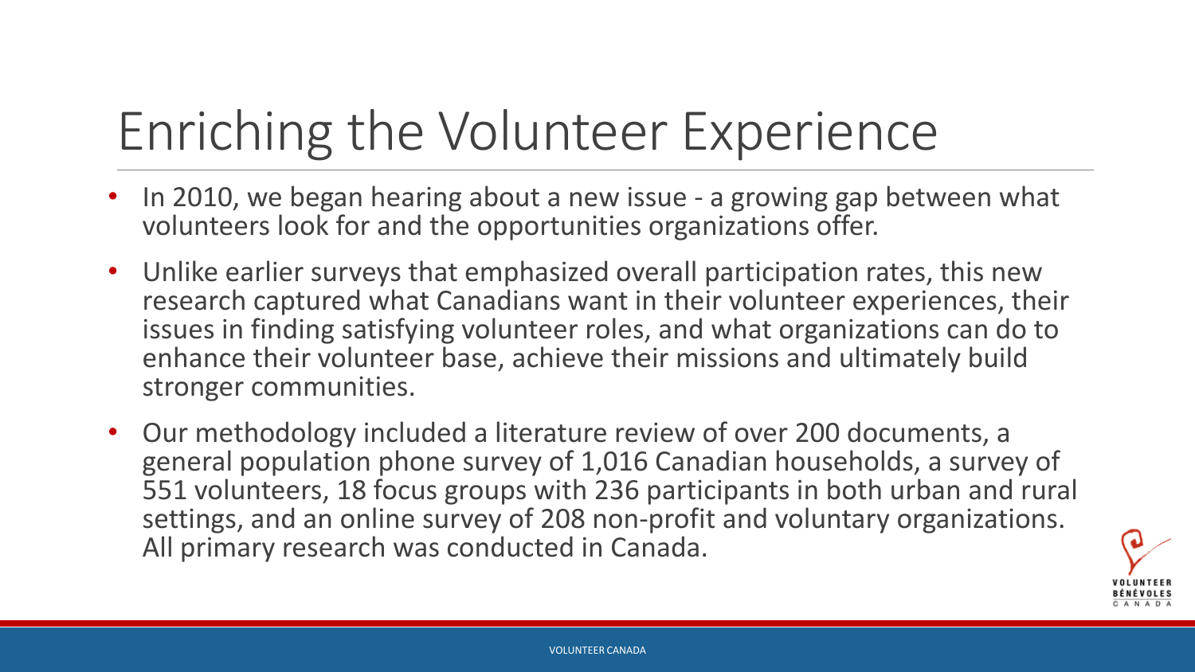# Enriching the Volunteer Experience

- In 2010, we began hearing about a new issue - a growing gap between what volunteers look for and the opportunities organizations offer.
- Unlike earlier surveys that emphasized overall participation rates, this new research captured what Canadians want in their volunteer experiences, their issues in finding satisfying volunteer roles, and what organizations can do to enhance their volunteer base, achieve their missions and ultimately build stronger communities.
- Our methodology included a literature review of over 200 documents, a general population phone survey of 1,016 Canadian households, a survey of 551 volunteers, 18 focus groups with 236 participants in both urban and rural settings, and an online survey of 208 non-profit and voluntary organizations. All primary research was conducted in Canada.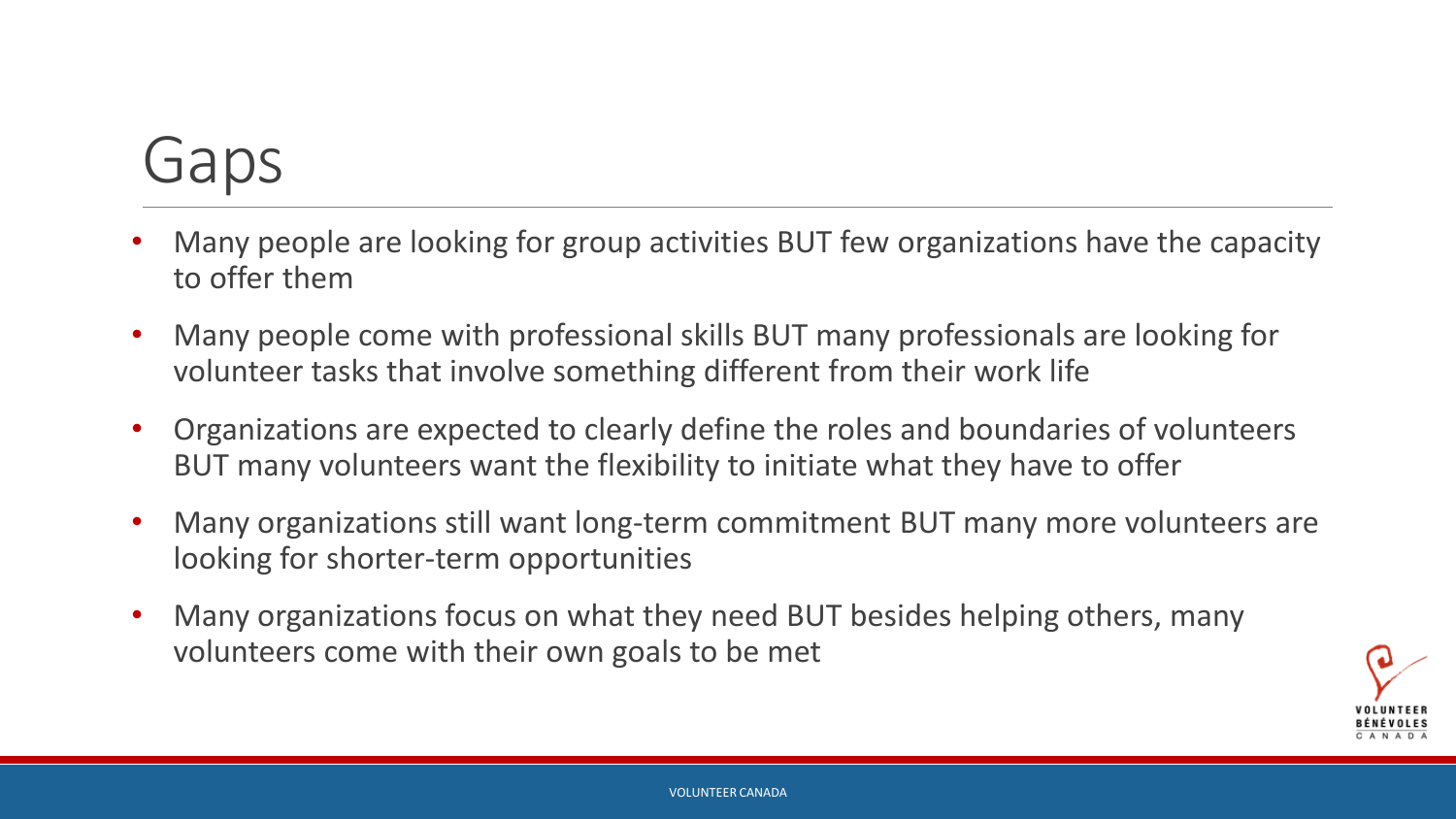# Gaps

- Many people are looking for group activities BUT few organizations have the capacity to offer them
- Many people come with professional skills BUT many professionals are looking for volunteer tasks that involve something different from their work life
- Organizations are expected to clearly define the roles and boundaries of volunteers BUT many volunteers want the flexibility to initiate what they have to offer
- Many organizations still want long-term commitment BUT many more volunteers are looking for shorter-term opportunities
- Many organizations focus on what they need BUT besides helping others, many volunteers come with their own goals to be met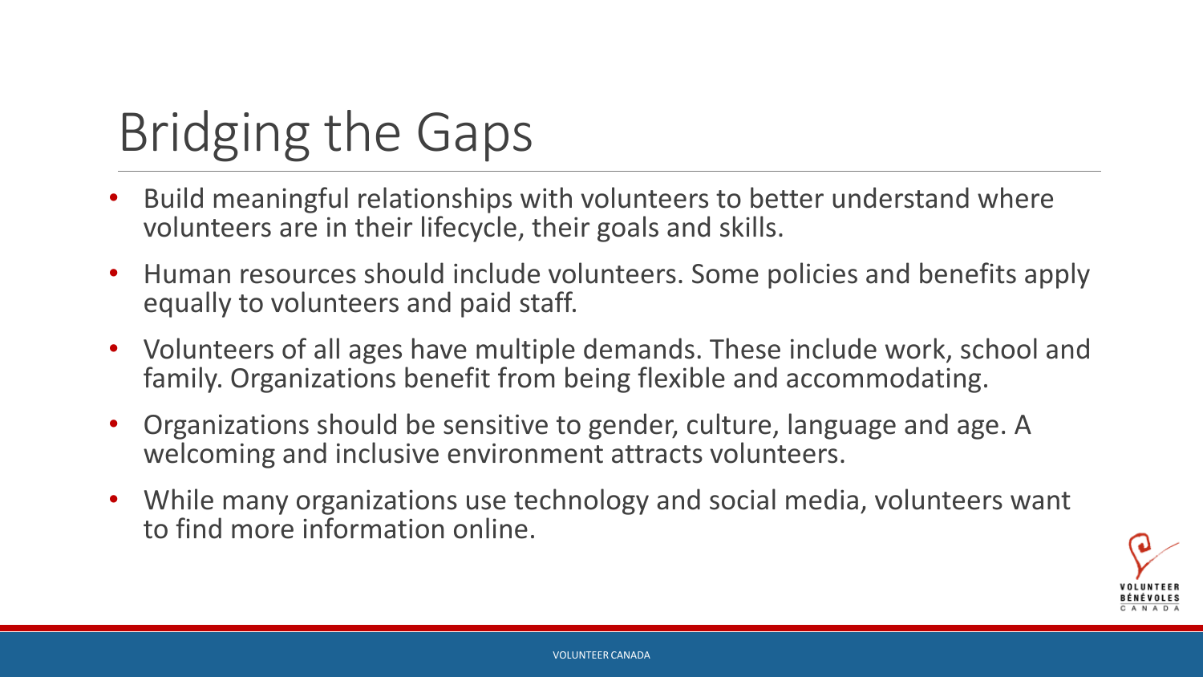# Bridging the Gaps

- Build meaningful relationships with volunteers to better understand where volunteers are in their lifecycle, their goals and skills.
- Human resources should include volunteers. Some policies and benefits apply equally to volunteers and paid staff.
- Volunteers of all ages have multiple demands. These include work, school and family. Organizations benefit from being flexible and accommodating.
- Organizations should be sensitive to gender, culture, language and age. A welcoming and inclusive environment attracts volunteers.
- While many organizations use technology and social media, volunteers want to find more information online.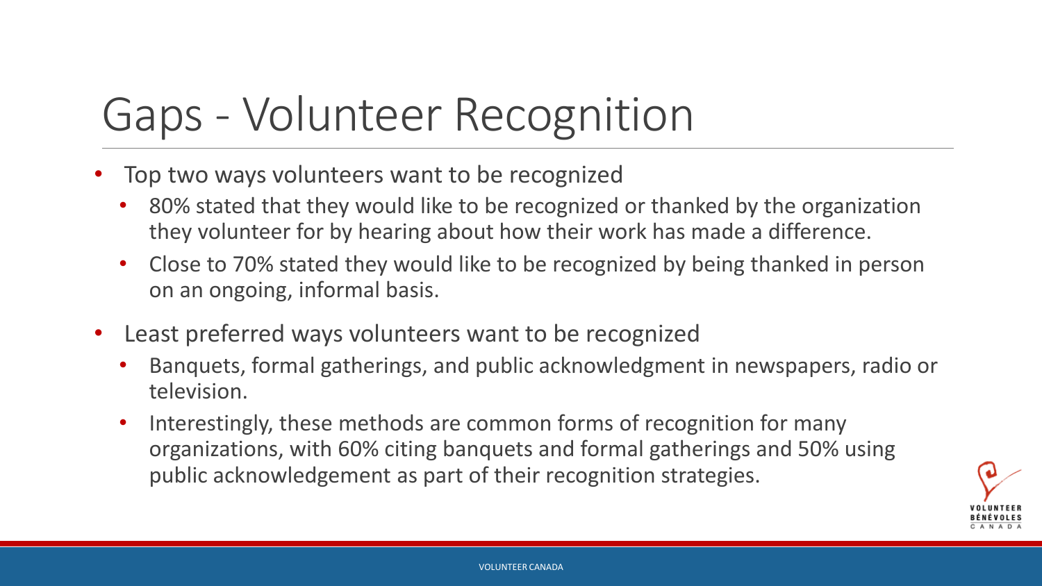# Gaps - Volunteer Recognition

- Top two ways volunteers want to be recognized
  - 80% stated that they would like to be recognized or thanked by the organization they volunteer for by hearing about how their work has made a difference.
  - Close to 70% stated they would like to be recognized by being thanked in person on an ongoing, informal basis.
- Least preferred ways volunteers want to be recognized
  - Banquets, formal gatherings, and public acknowledgment in newspapers, radio or television.
  - Interestingly, these methods are common forms of recognition for many organizations, with 60% citing banquets and formal gatherings and 50% using public acknowledgement as part of their recognition strategies.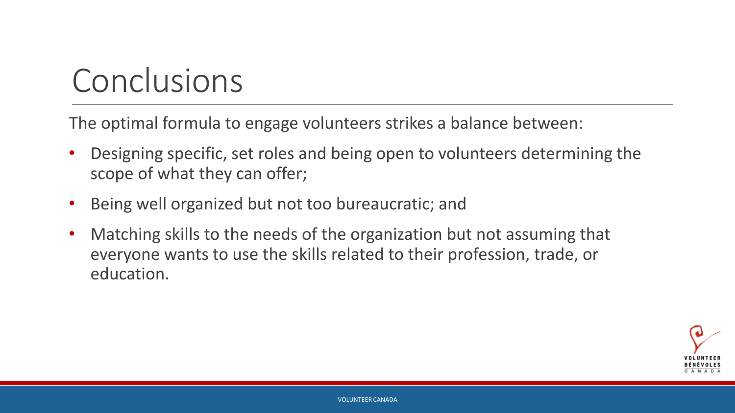# Conclusions

The optimal formula to engage volunteers strikes a balance between:

- Designing specific, set roles and being open to volunteers determining the scope of what they can offer;
- Being well organized but not too bureaucratic; and
- Matching skills to the needs of the organization but not assuming that everyone wants to use the skills related to their profession, trade, or education.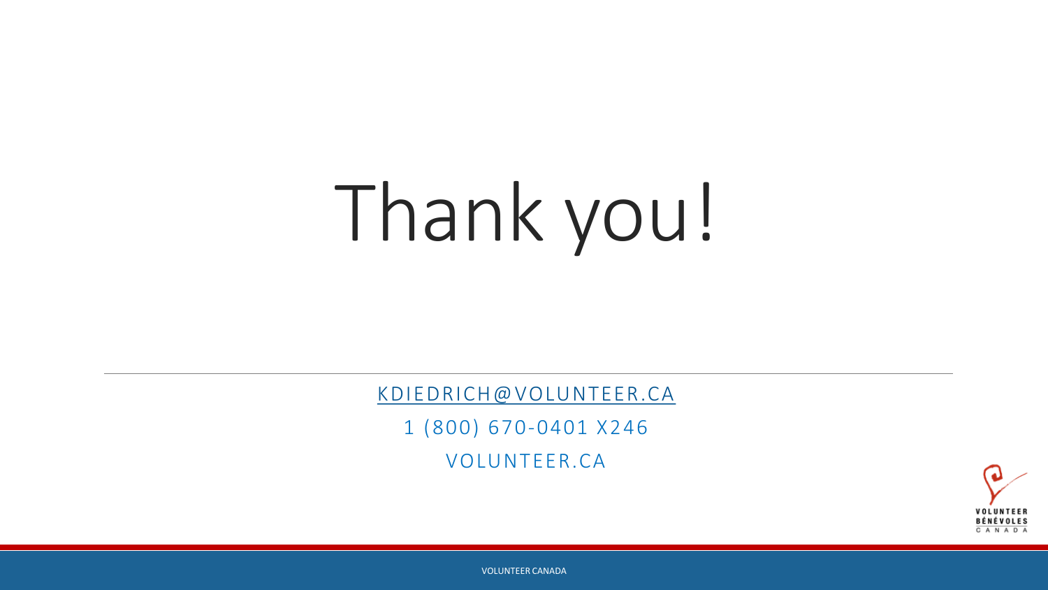# Thank you!

KDIEDRICH@VOLUNTEER.CA

1 (800) 670-0401 X246

VOLUNTEER.CA